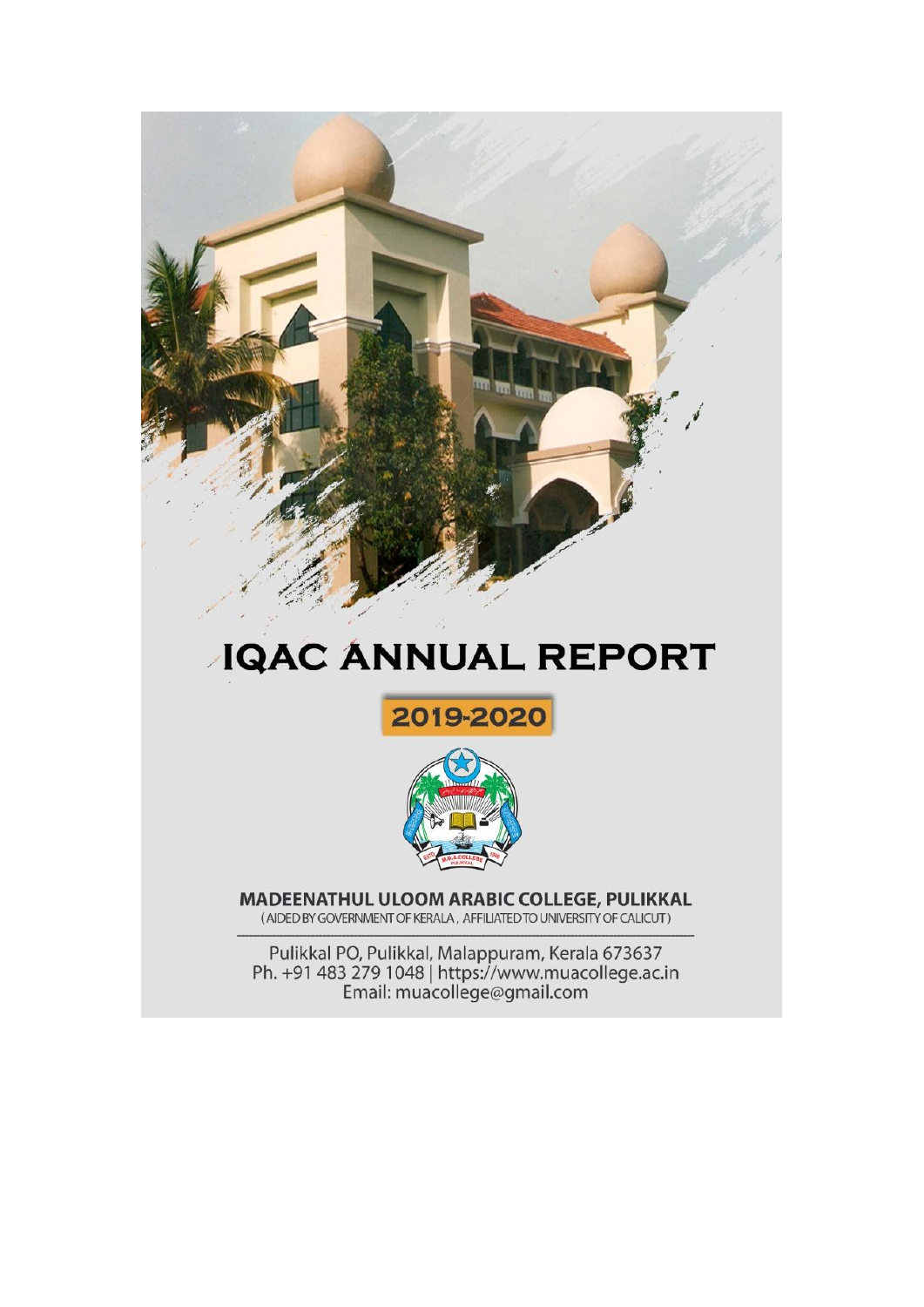# IQAC ANNUAL REPORT

## 2019-2020

**MADEENATHUL ULOOM ARABIC COLLEGE, PULIKKAL**
(AIDED BY GOVERNMENT OF KERALA, AFFILIATED TO UNIVERSITY OF CALICUT)

Pulikkal PO, Pulikkal, Malappuram, Kerala 673637
Ph. +91 483 279 1048 | https://www.muacollege.ac.in
Email: muacollege@gmail.com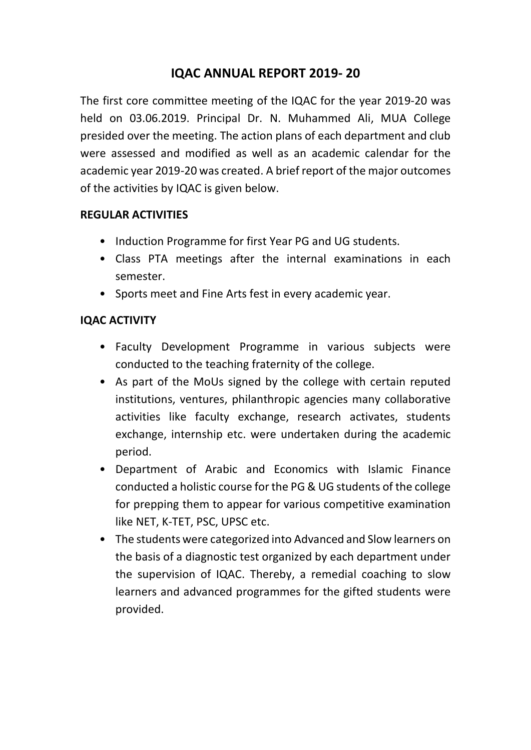# IQAC ANNUAL REPORT 2019- 20

The first core committee meeting of the IQAC for the year 2019-20 was held on 03.06.2019. Principal Dr. N. Muhammed Ali, MUA College presided over the meeting. The action plans of each department and club were assessed and modified as well as an academic calendar for the academic year 2019-20 was created. A brief report of the major outcomes of the activities by IQAC is given below.

**REGULAR ACTIVITIES**

- Induction Programme for first Year PG and UG students.
- Class PTA meetings after the internal examinations in each semester.
- Sports meet and Fine Arts fest in every academic year.

**IQAC ACTIVITY**

- Faculty Development Programme in various subjects were conducted to the teaching fraternity of the college.
- As part of the MoUs signed by the college with certain reputed institutions, ventures, philanthropic agencies many collaborative activities like faculty exchange, research activates, students exchange, internship etc. were undertaken during the academic period.
- Department of Arabic and Economics with Islamic Finance conducted a holistic course for the PG & UG students of the college for prepping them to appear for various competitive examination like NET, K-TET, PSC, UPSC etc.
- The students were categorized into Advanced and Slow learners on the basis of a diagnostic test organized by each department under the supervision of IQAC. Thereby, a remedial coaching to slow learners and advanced programmes for the gifted students were provided.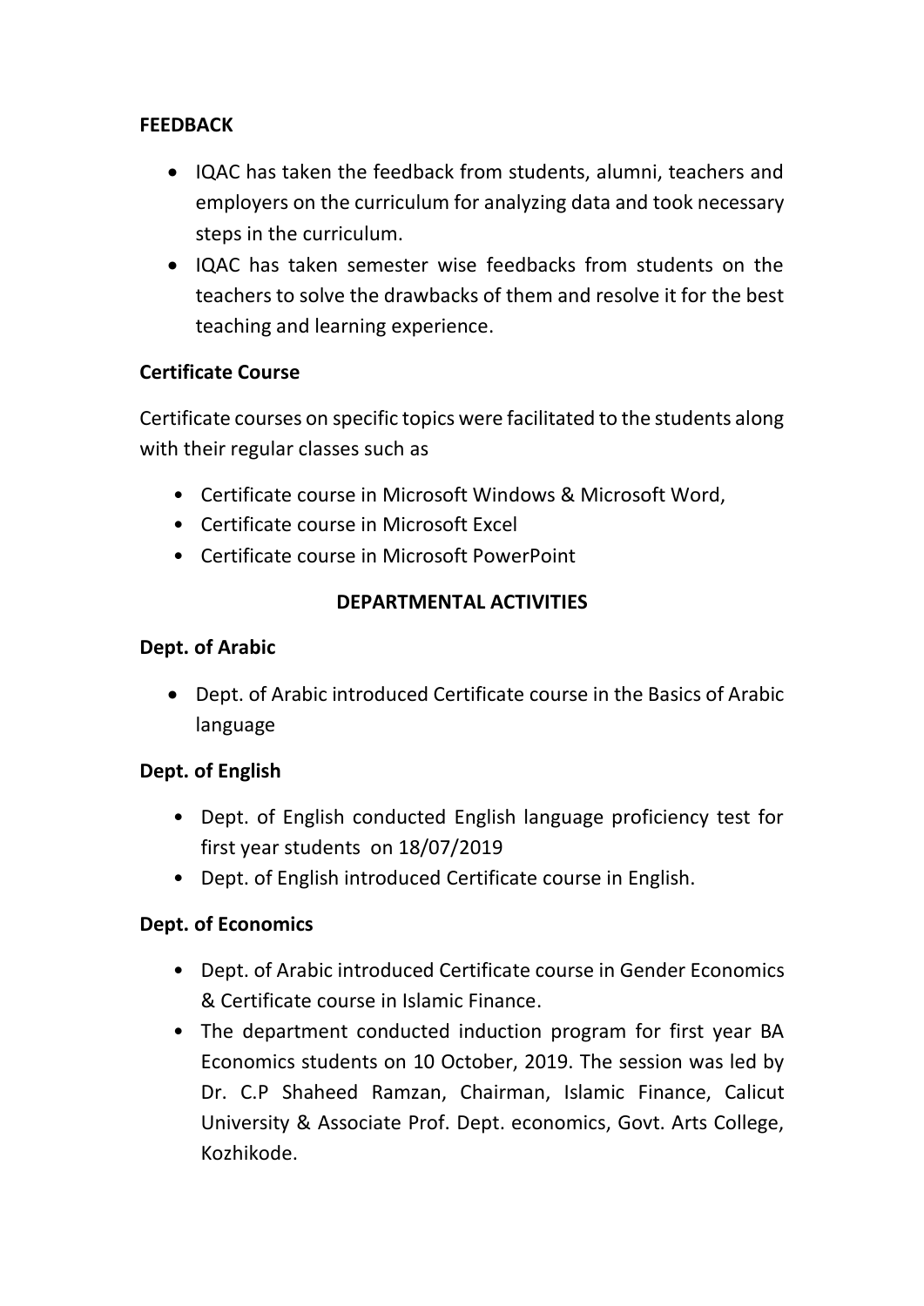**FEEDBACK**

- IQAC has taken the feedback from students, alumni, teachers and employers on the curriculum for analyzing data and took necessary steps in the curriculum.
- IQAC has taken semester wise feedbacks from students on the teachers to solve the drawbacks of them and resolve it for the best teaching and learning experience.

**Certificate Course**

Certificate courses on specific topics were facilitated to the students along with their regular classes such as

- Certificate course in Microsoft Windows & Microsoft Word,
- Certificate course in Microsoft Excel
- Certificate course in Microsoft PowerPoint

**DEPARTMENTAL ACTIVITIES**

**Dept. of Arabic**

- Dept. of Arabic introduced Certificate course in the Basics of Arabic language

**Dept. of English**

- Dept. of English conducted English language proficiency test for first year students on 18/07/2019
- Dept. of English introduced Certificate course in English.

**Dept. of Economics**

- Dept. of Arabic introduced Certificate course in Gender Economics & Certificate course in Islamic Finance.
- The department conducted induction program for first year BA Economics students on 10 October, 2019. The session was led by Dr. C.P Shaheed Ramzan, Chairman, Islamic Finance, Calicut University & Associate Prof. Dept. economics, Govt. Arts College, Kozhikode.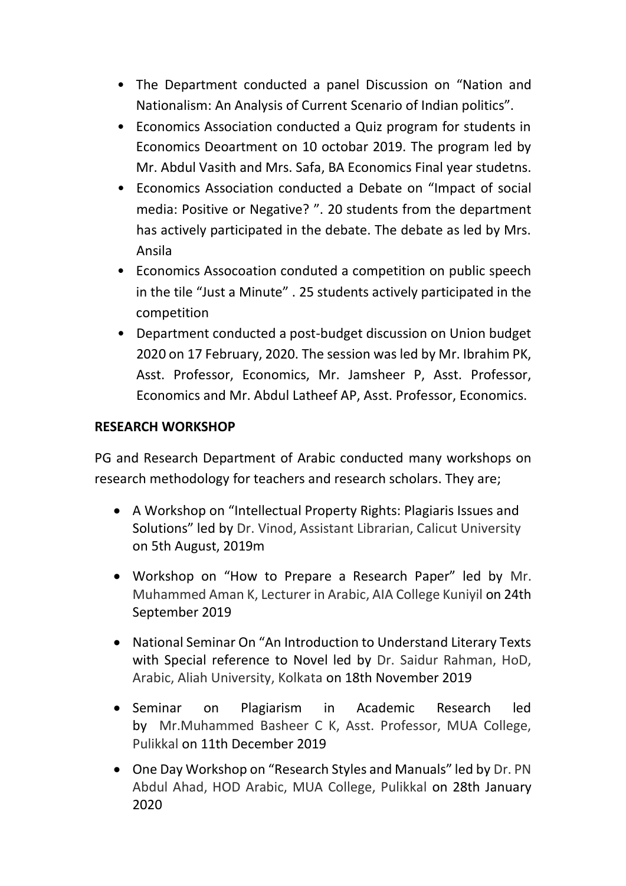- The Department conducted a panel Discussion on "Nation and Nationalism: An Analysis of Current Scenario of Indian politics".
- Economics Association conducted a Quiz program for students in Economics Deoartment on 10 octobar 2019. The program led by Mr. Abdul Vasith and Mrs. Safa, BA Economics Final year studetns.
- Economics Association conducted a Debate on "Impact of social media: Positive or Negative? ". 20 students from the department has actively participated in the debate. The debate as led by Mrs. Ansila
- Economics Assocoation conduted a competition on public speech in the tile "Just a Minute" . 25 students actively participated in the competition
- Department conducted a post-budget discussion on Union budget 2020 on 17 February, 2020. The session was led by Mr. Ibrahim PK, Asst. Professor, Economics, Mr. Jamsheer P, Asst. Professor, Economics and Mr. Abdul Latheef AP, Asst. Professor, Economics.

**RESEARCH WORKSHOP**

PG and Research Department of Arabic conducted many workshops on research methodology for teachers and research scholars. They are;

- A Workshop on "Intellectual Property Rights: Plagiaris Issues and Solutions" led by Dr. Vinod, Assistant Librarian, Calicut University on 5th August, 2019m
- Workshop on "How to Prepare a Research Paper" led by Mr. Muhammed Aman K, Lecturer in Arabic, AIA College Kuniyil on 24th September 2019
- National Seminar On "An Introduction to Understand Literary Texts with Special reference to Novel led by Dr. Saidur Rahman, HoD, Arabic, Aliah University, Kolkata on 18th November 2019
- Seminar on Plagiarism in Academic Research led by Mr.Muhammed Basheer C K, Asst. Professor, MUA College, Pulikkal on 11th December 2019
- One Day Workshop on "Research Styles and Manuals" led by Dr. PN Abdul Ahad, HOD Arabic, MUA College, Pulikkal on 28th January 2020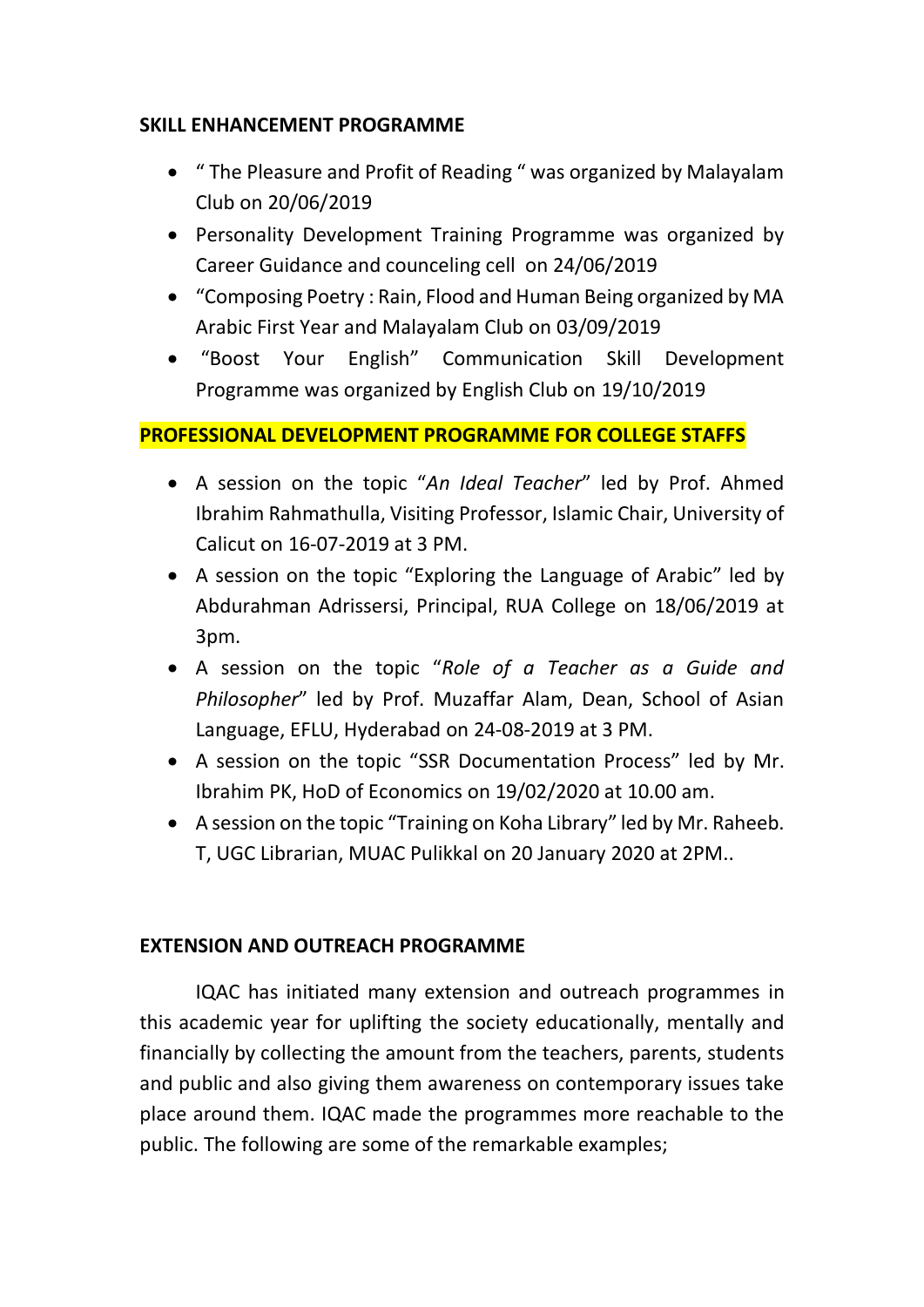**SKILL ENHANCEMENT PROGRAMME**

- " The Pleasure and Profit of Reading " was organized by Malayalam Club on 20/06/2019
- Personality Development Training Programme was organized by Career Guidance and counceling cell on 24/06/2019
- "Composing Poetry : Rain, Flood and Human Being organized by MA Arabic First Year and Malayalam Club on 03/09/2019
- "Boost Your English" Communication Skill Development Programme was organized by English Club on 19/10/2019

**PROFESSIONAL DEVELOPMENT PROGRAMME FOR COLLEGE STAFFS**

- A session on the topic "*An Ideal Teacher*" led by Prof. Ahmed Ibrahim Rahmathulla, Visiting Professor, Islamic Chair, University of Calicut on 16-07-2019 at 3 PM.
- A session on the topic "Exploring the Language of Arabic" led by Abdurahman Adrissersi, Principal, RUA College on 18/06/2019 at 3pm.
- A session on the topic "*Role of a Teacher as a Guide and Philosopher*" led by Prof. Muzaffar Alam, Dean, School of Asian Language, EFLU, Hyderabad on 24-08-2019 at 3 PM.
- A session on the topic "SSR Documentation Process" led by Mr. Ibrahim PK, HoD of Economics on 19/02/2020 at 10.00 am.
- A session on the topic "Training on Koha Library" led by Mr. Raheeb. T, UGC Librarian, MUAC Pulikkal on 20 January 2020 at 2PM..

**EXTENSION AND OUTREACH PROGRAMME**

IQAC has initiated many extension and outreach programmes in this academic year for uplifting the society educationally, mentally and financially by collecting the amount from the teachers, parents, students and public and also giving them awareness on contemporary issues take place around them. IQAC made the programmes more reachable to the public. The following are some of the remarkable examples;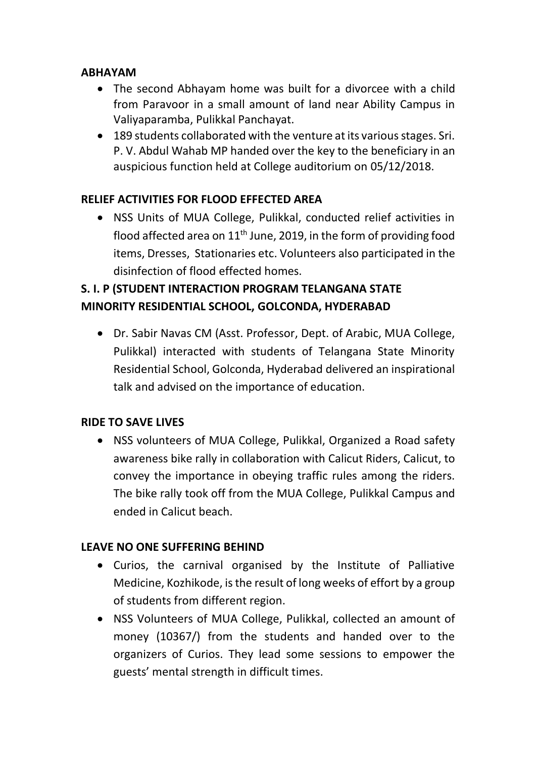**ABHAYAM**

- The second Abhayam home was built for a divorcee with a child from Paravoor in a small amount of land near Ability Campus in Valiyaparamba, Pulikkal Panchayat.
- 189 students collaborated with the venture at its various stages. Sri. P. V. Abdul Wahab MP handed over the key to the beneficiary in an auspicious function held at College auditorium on 05/12/2018.

**RELIEF ACTIVITIES FOR FLOOD EFFECTED AREA**

- NSS Units of MUA College, Pulikkal, conducted relief activities in flood affected area on 11th June, 2019, in the form of providing food items, Dresses, Stationaries etc. Volunteers also participated in the disinfection of flood effected homes.

**S. I. P (STUDENT INTERACTION PROGRAM TELANGANA STATE MINORITY RESIDENTIAL SCHOOL, GOLCONDA, HYDERABAD**

- Dr. Sabir Navas CM (Asst. Professor, Dept. of Arabic, MUA College, Pulikkal) interacted with students of Telangana State Minority Residential School, Golconda, Hyderabad delivered an inspirational talk and advised on the importance of education.

**RIDE TO SAVE LIVES**

- NSS volunteers of MUA College, Pulikkal, Organized a Road safety awareness bike rally in collaboration with Calicut Riders, Calicut, to convey the importance in obeying traffic rules among the riders. The bike rally took off from the MUA College, Pulikkal Campus and ended in Calicut beach.

**LEAVE NO ONE SUFFERING BEHIND**

- Curios, the carnival organised by the Institute of Palliative Medicine, Kozhikode, is the result of long weeks of effort by a group of students from different region.
- NSS Volunteers of MUA College, Pulikkal, collected an amount of money (10367/) from the students and handed over to the organizers of Curios. They lead some sessions to empower the guests' mental strength in difficult times.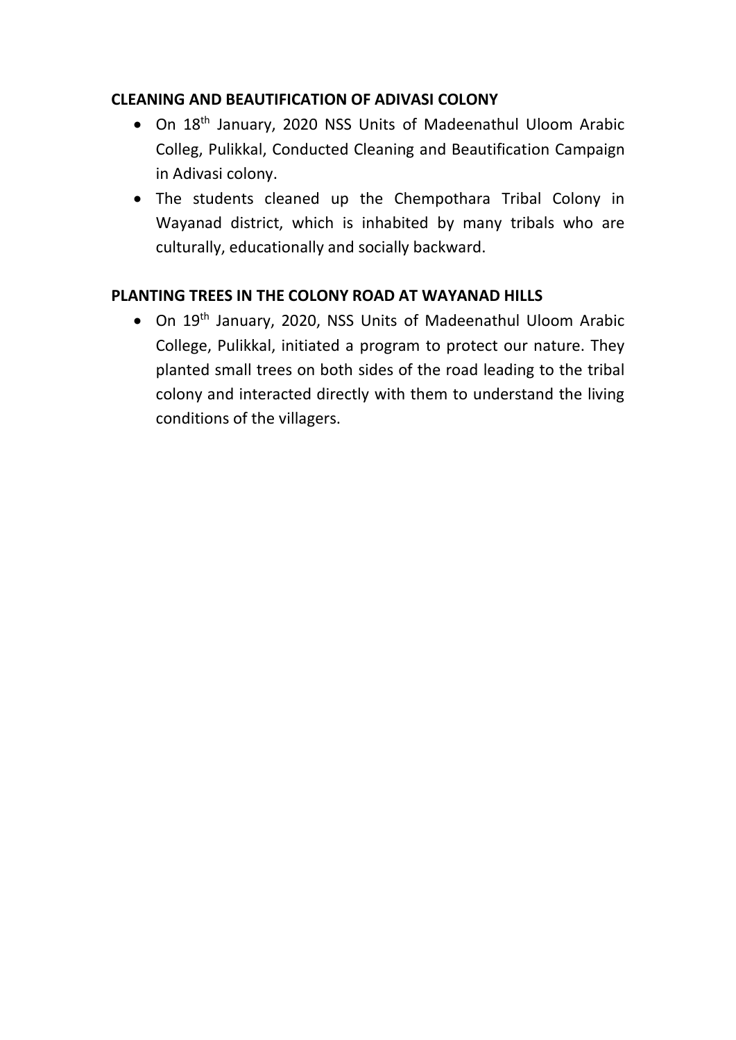**CLEANING AND BEAUTIFICATION OF ADIVASI COLONY**

- On 18th January, 2020 NSS Units of Madeenathul Uloom Arabic Colleg, Pulikkal, Conducted Cleaning and Beautification Campaign in Adivasi colony.
- The students cleaned up the Chempothara Tribal Colony in Wayanad district, which is inhabited by many tribals who are culturally, educationally and socially backward.

**PLANTING TREES IN THE COLONY ROAD AT WAYANAD HILLS**

- On 19th January, 2020, NSS Units of Madeenathul Uloom Arabic College, Pulikkal, initiated a program to protect our nature. They planted small trees on both sides of the road leading to the tribal colony and interacted directly with them to understand the living conditions of the villagers.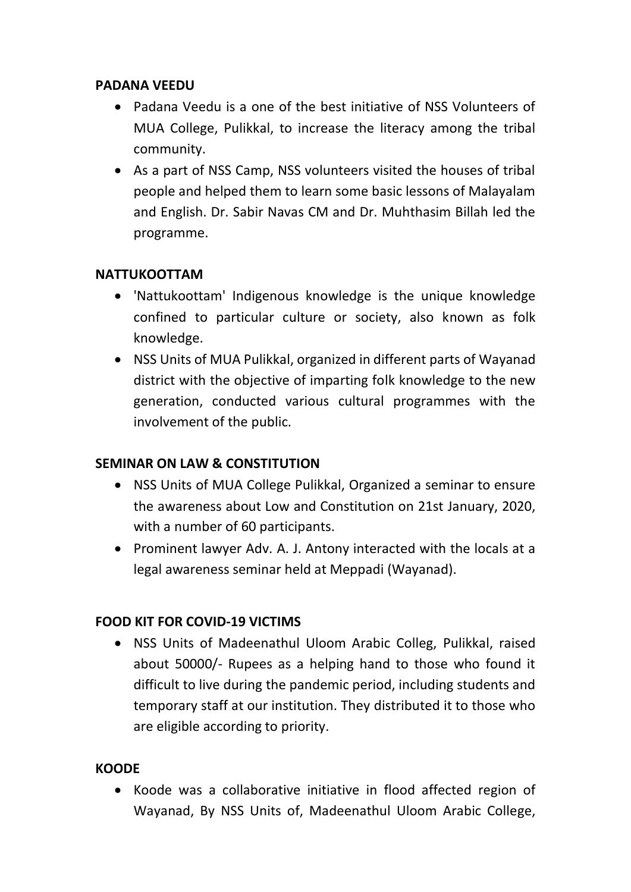**PADANA VEEDU**

- Padana Veedu is a one of the best initiative of NSS Volunteers of MUA College, Pulikkal, to increase the literacy among the tribal community.
- As a part of NSS Camp, NSS volunteers visited the houses of tribal people and helped them to learn some basic lessons of Malayalam and English. Dr. Sabir Navas CM and Dr. Muhthasim Billah led the programme.

**NATTUKOOTTAM**

- 'Nattukoottam' Indigenous knowledge is the unique knowledge confined to particular culture or society, also known as folk knowledge.
- NSS Units of MUA Pulikkal, organized in different parts of Wayanad district with the objective of imparting folk knowledge to the new generation, conducted various cultural programmes with the involvement of the public.

**SEMINAR ON LAW & CONSTITUTION**

- NSS Units of MUA College Pulikkal, Organized a seminar to ensure the awareness about Low and Constitution on 21st January, 2020, with a number of 60 participants.
- Prominent lawyer Adv. A. J. Antony interacted with the locals at a legal awareness seminar held at Meppadi (Wayanad).

**FOOD KIT FOR COVID-19 VICTIMS**

- NSS Units of Madeenathul Uloom Arabic Colleg, Pulikkal, raised about 50000/- Rupees as a helping hand to those who found it difficult to live during the pandemic period, including students and temporary staff at our institution. They distributed it to those who are eligible according to priority.

**KOODE**

- Koode was a collaborative initiative in flood affected region of Wayanad, By NSS Units of, Madeenathul Uloom Arabic College,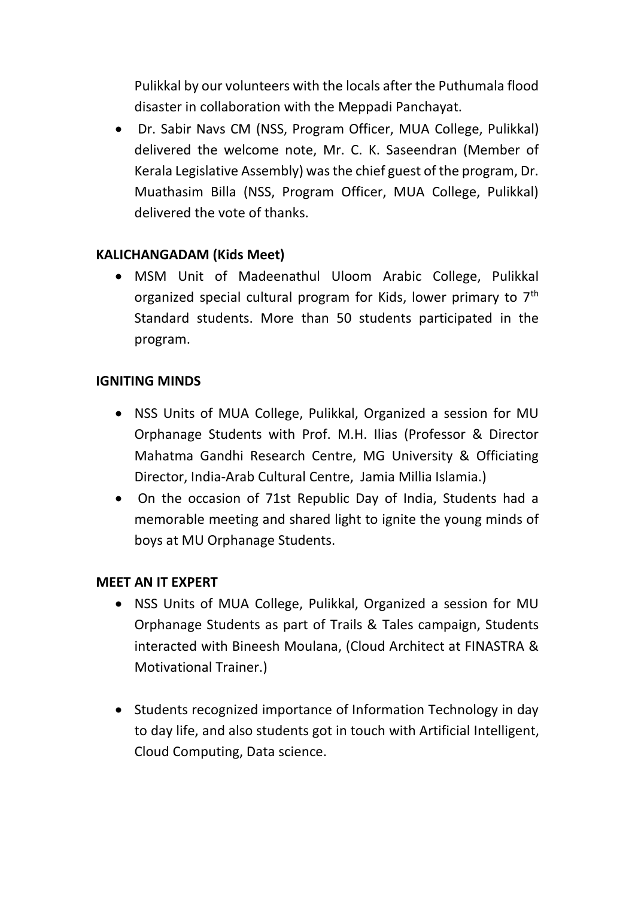Pulikkal by our volunteers with the locals after the Puthumala flood disaster in collaboration with the Meppadi Panchayat.

- Dr. Sabir Navs CM (NSS, Program Officer, MUA College, Pulikkal) delivered the welcome note, Mr. C. K. Saseendran (Member of Kerala Legislative Assembly) was the chief guest of the program, Dr. Muathasim Billa (NSS, Program Officer, MUA College, Pulikkal) delivered the vote of thanks.

**KALICHANGADAM (Kids Meet)**

- MSM Unit of Madeenathul Uloom Arabic College, Pulikkal organized special cultural program for Kids, lower primary to 7th Standard students. More than 50 students participated in the program.

**IGNITING MINDS**

- NSS Units of MUA College, Pulikkal, Organized a session for MU Orphanage Students with Prof. M.H. Ilias (Professor & Director Mahatma Gandhi Research Centre, MG University & Officiating Director, India-Arab Cultural Centre, Jamia Millia Islamia.)
- On the occasion of 71st Republic Day of India, Students had a memorable meeting and shared light to ignite the young minds of boys at MU Orphanage Students.

**MEET AN IT EXPERT**

- NSS Units of MUA College, Pulikkal, Organized a session for MU Orphanage Students as part of Trails & Tales campaign, Students interacted with Bineesh Moulana, (Cloud Architect at FINASTRA & Motivational Trainer.)
- Students recognized importance of Information Technology in day to day life, and also students got in touch with Artificial Intelligent, Cloud Computing, Data science.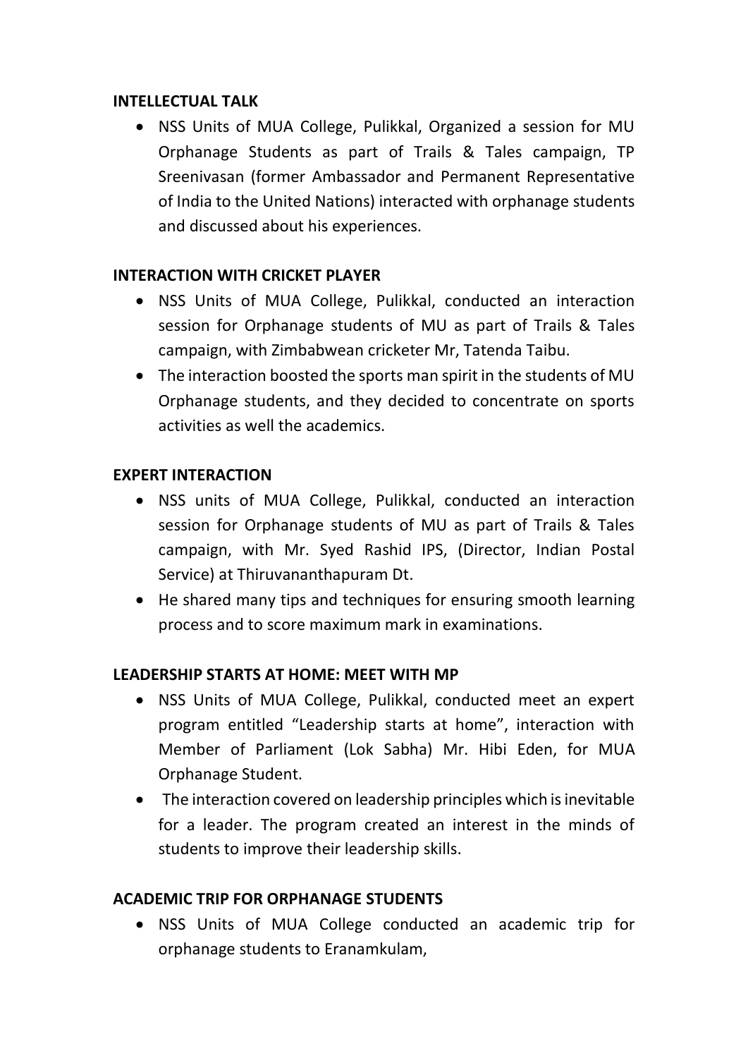**INTELLECTUAL TALK**

- NSS Units of MUA College, Pulikkal, Organized a session for MU Orphanage Students as part of Trails & Tales campaign, TP Sreenivasan (former Ambassador and Permanent Representative of India to the United Nations) interacted with orphanage students and discussed about his experiences.

**INTERACTION WITH CRICKET PLAYER**

- NSS Units of MUA College, Pulikkal, conducted an interaction session for Orphanage students of MU as part of Trails & Tales campaign, with Zimbabwean cricketer Mr, Tatenda Taibu.
- The interaction boosted the sports man spirit in the students of MU Orphanage students, and they decided to concentrate on sports activities as well the academics.

**EXPERT INTERACTION**

- NSS units of MUA College, Pulikkal, conducted an interaction session for Orphanage students of MU as part of Trails & Tales campaign, with Mr. Syed Rashid IPS, (Director, Indian Postal Service) at Thiruvananthapuram Dt.
- He shared many tips and techniques for ensuring smooth learning process and to score maximum mark in examinations.

**LEADERSHIP STARTS AT HOME: MEET WITH MP**

- NSS Units of MUA College, Pulikkal, conducted meet an expert program entitled "Leadership starts at home", interaction with Member of Parliament (Lok Sabha) Mr. Hibi Eden, for MUA Orphanage Student.
- The interaction covered on leadership principles which is inevitable for a leader. The program created an interest in the minds of students to improve their leadership skills.

**ACADEMIC TRIP FOR ORPHANAGE STUDENTS**

- NSS Units of MUA College conducted an academic trip for orphanage students to Eranamkulam,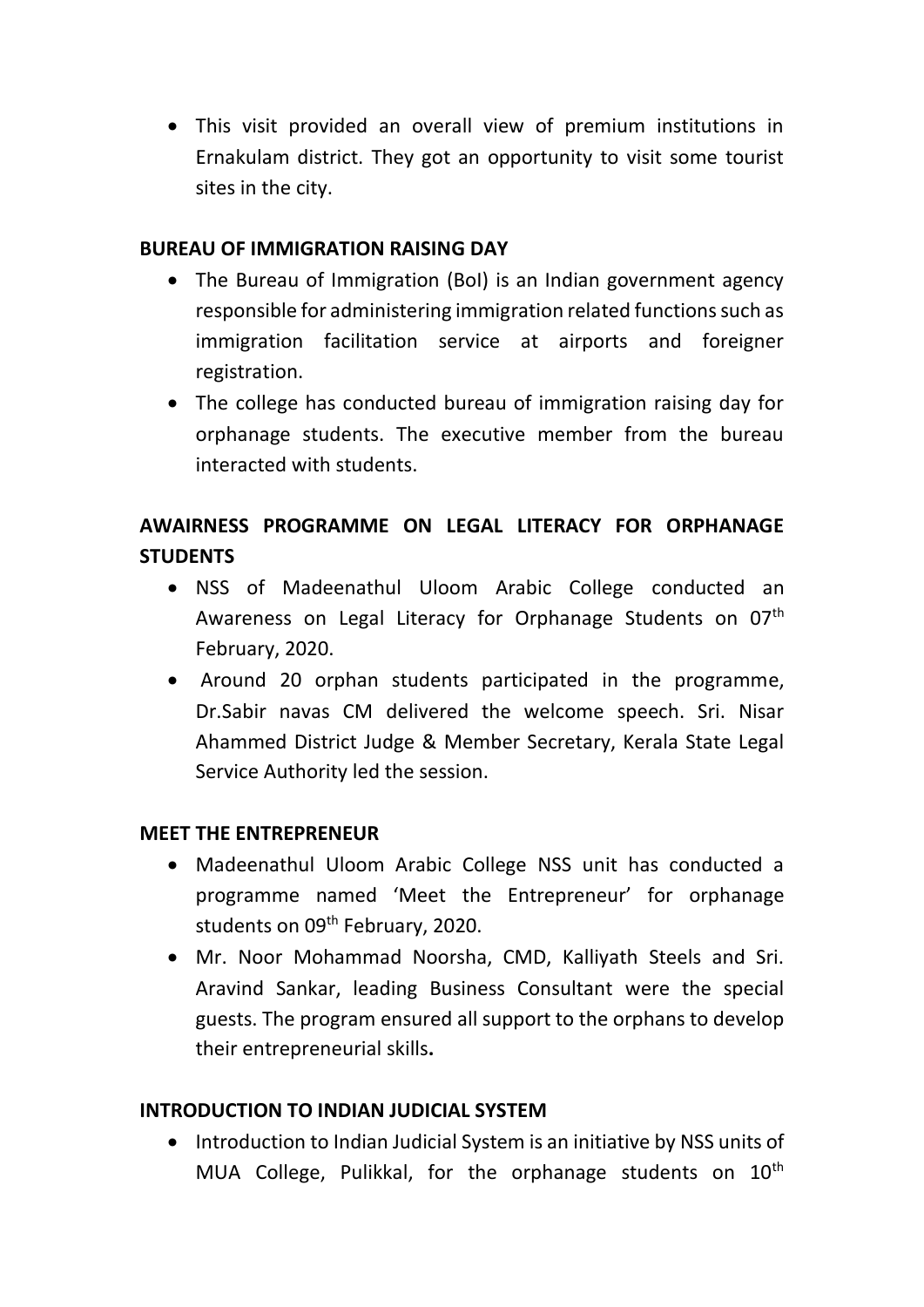- This visit provided an overall view of premium institutions in Ernakulam district. They got an opportunity to visit some tourist sites in the city.

**BUREAU OF IMMIGRATION RAISING DAY**

- The Bureau of Immigration (BoI) is an Indian government agency responsible for administering immigration related functions such as immigration facilitation service at airports and foreigner registration.
- The college has conducted bureau of immigration raising day for orphanage students. The executive member from the bureau interacted with students.

**AWAIRNESS PROGRAMME ON LEGAL LITERACY FOR ORPHANAGE STUDENTS**

- NSS of Madeenathul Uloom Arabic College conducted an Awareness on Legal Literacy for Orphanage Students on 07th February, 2020.
- Around 20 orphan students participated in the programme, Dr.Sabir navas CM delivered the welcome speech. Sri. Nisar Ahammed District Judge & Member Secretary, Kerala State Legal Service Authority led the session.

**MEET THE ENTREPRENEUR**

- Madeenathul Uloom Arabic College NSS unit has conducted a programme named 'Meet the Entrepreneur' for orphanage students on 09th February, 2020.
- Mr. Noor Mohammad Noorsha, CMD, Kalliyath Steels and Sri. Aravind Sankar, leading Business Consultant were the special guests. The program ensured all support to the orphans to develop their entrepreneurial skills**.**

**INTRODUCTION TO INDIAN JUDICIAL SYSTEM**

- Introduction to Indian Judicial System is an initiative by NSS units of MUA College, Pulikkal, for the orphanage students on 10th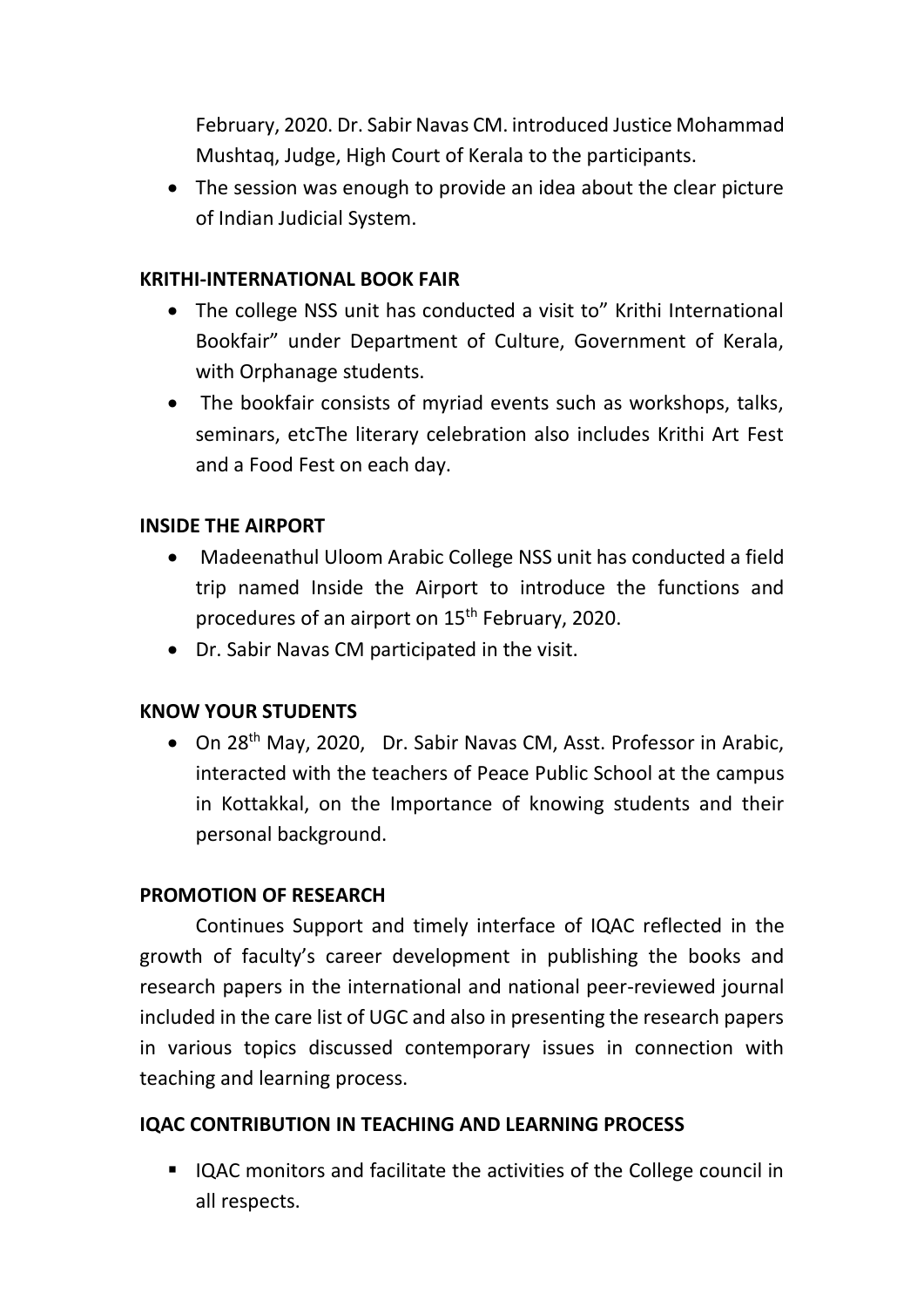February, 2020. Dr. Sabir Navas CM. introduced Justice Mohammad Mushtaq, Judge, High Court of Kerala to the participants.

- The session was enough to provide an idea about the clear picture of Indian Judicial System.

**KRITHI-INTERNATIONAL BOOK FAIR**

- The college NSS unit has conducted a visit to" Krithi International Bookfair" under Department of Culture, Government of Kerala, with Orphanage students.
- The bookfair consists of myriad events such as workshops, talks, seminars, etcThe literary celebration also includes Krithi Art Fest and a Food Fest on each day.

**INSIDE THE AIRPORT**

- Madeenathul Uloom Arabic College NSS unit has conducted a field trip named Inside the Airport to introduce the functions and procedures of an airport on 15th February, 2020.
- Dr. Sabir Navas CM participated in the visit.

**KNOW YOUR STUDENTS**

- On 28th May, 2020, Dr. Sabir Navas CM, Asst. Professor in Arabic, interacted with the teachers of Peace Public School at the campus in Kottakkal, on the Importance of knowing students and their personal background.

**PROMOTION OF RESEARCH**

Continues Support and timely interface of IQAC reflected in the growth of faculty's career development in publishing the books and research papers in the international and national peer-reviewed journal included in the care list of UGC and also in presenting the research papers in various topics discussed contemporary issues in connection with teaching and learning process.

**IQAC CONTRIBUTION IN TEACHING AND LEARNING PROCESS**

- IQAC monitors and facilitate the activities of the College council in all respects.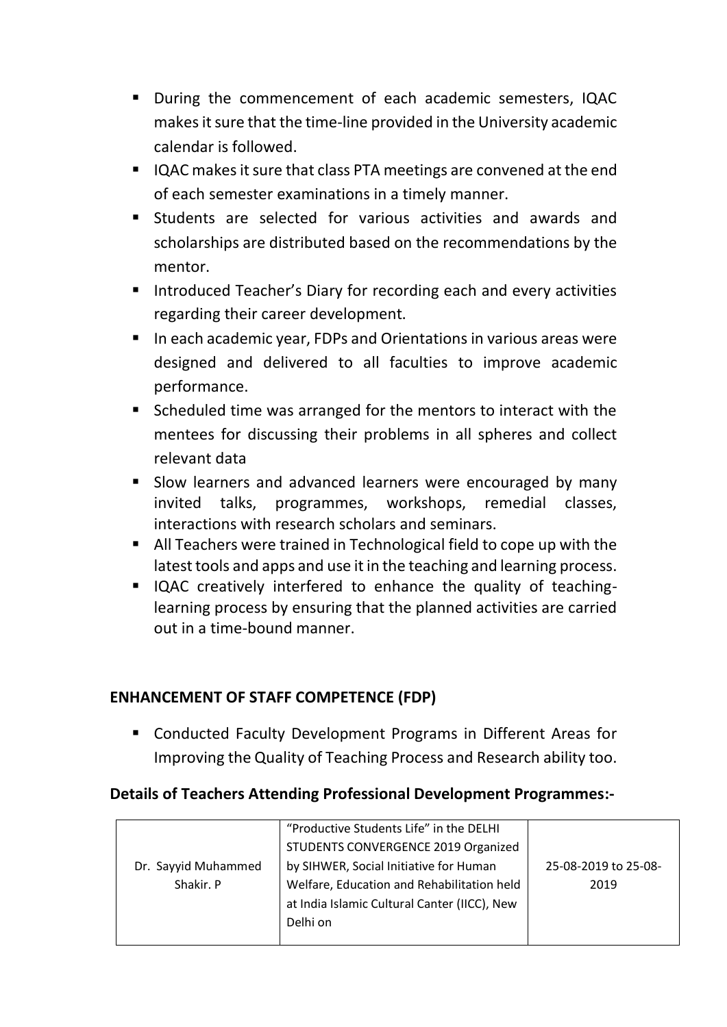- During the commencement of each academic semesters, IQAC makes it sure that the time-line provided in the University academic calendar is followed.
- IQAC makes it sure that class PTA meetings are convened at the end of each semester examinations in a timely manner.
- Students are selected for various activities and awards and scholarships are distributed based on the recommendations by the mentor.
- Introduced Teacher's Diary for recording each and every activities regarding their career development.
- In each academic year, FDPs and Orientations in various areas were designed and delivered to all faculties to improve academic performance.
- Scheduled time was arranged for the mentors to interact with the mentees for discussing their problems in all spheres and collect relevant data
- Slow learners and advanced learners were encouraged by many invited talks, programmes, workshops, remedial classes, interactions with research scholars and seminars.
- All Teachers were trained in Technological field to cope up with the latest tools and apps and use it in the teaching and learning process.
- IQAC creatively interfered to enhance the quality of teaching-learning process by ensuring that the planned activities are carried out in a time-bound manner.

## ENHANCEMENT OF STAFF COMPETENCE (FDP)

- Conducted Faculty Development Programs in Different Areas for Improving the Quality of Teaching Process and Research ability too.

### Details of Teachers Attending Professional Development Programmes:-

| | | |
|---|---|---|
| Dr. Sayyid Muhammed Shakir. P | "Productive Students Life" in the DELHI STUDENTS CONVERGENCE 2019 Organized by SIHWER, Social Initiative for Human Welfare, Education and Rehabilitation held at India Islamic Cultural Canter (IICC), New Delhi on | 25-08-2019 to 25-08-2019 |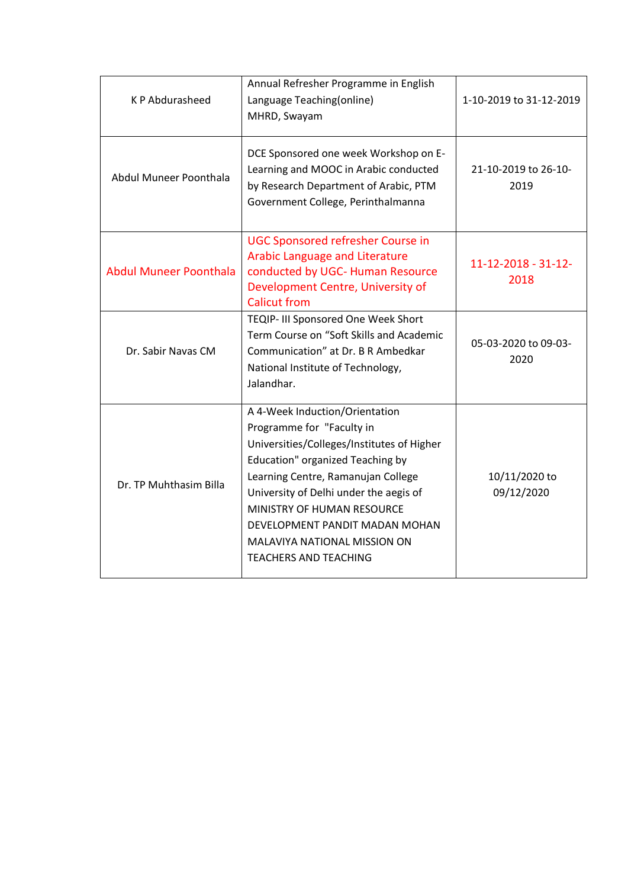| | | |
|---|---|---|
| K P Abdurasheed | Annual Refresher Programme in English Language Teaching(online) MHRD, Swayam | 1-10-2019 to 31-12-2019 |
| Abdul Muneer Poonthala | DCE Sponsored one week Workshop on E-Learning and MOOC in Arabic conducted by Research Department of Arabic, PTM Government College, Perinthalmanna | 21-10-2019 to 26-10-2019 |
| Abdul Muneer Poonthala | UGC Sponsored refresher Course in Arabic Language and Literature conducted by UGC- Human Resource Development Centre, University of Calicut from | 11-12-2018 - 31-12-2018 |
| Dr. Sabir Navas CM | TEQIP- III Sponsored One Week Short Term Course on "Soft Skills and Academic Communication" at Dr. B R Ambedkar National Institute of Technology, Jalandhar. | 05-03-2020 to 09-03-2020 |
| Dr. TP Muhthasim Billa | A 4-Week Induction/Orientation Programme for "Faculty in Universities/Colleges/Institutes of Higher Education" organized Teaching by Learning Centre, Ramanujan College University of Delhi under the aegis of MINISTRY OF HUMAN RESOURCE DEVELOPMENT PANDIT MADAN MOHAN MALAVIYA NATIONAL MISSION ON TEACHERS AND TEACHING | 10/11/2020 to 09/12/2020 |